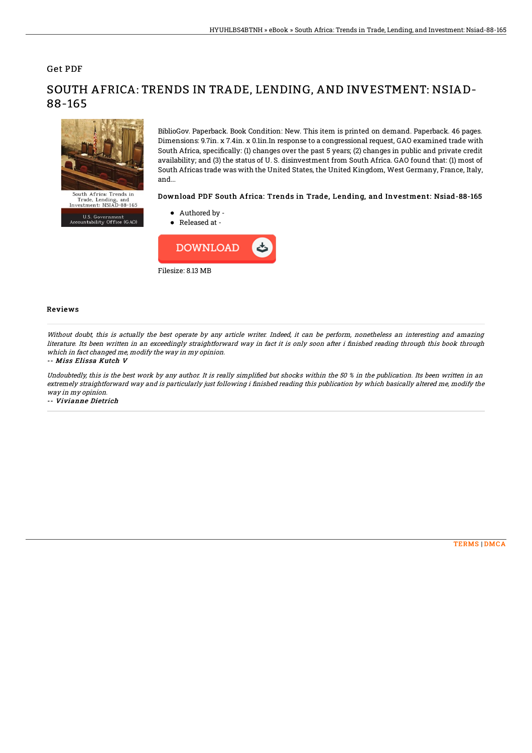Get PDF

# SOUTH AFRICA: TRENDS IN TRADE, LENDING, AND INVESTMENT: NSIAD-88-165

BiblioGov. Paperback. Book Condition: New. This item is printed on demand. Paperback. 46 pages. Dimensions: 9.7in. x 7.4in. x 0.1in.In response to a congressional request, GAO examined trade with South Africa, specifically: (1) changes over the past 5 years; (2) changes in public and private credit availability; and (3) the status of U. S. disinvestment from South Africa. GAO found that: (1) most of South Africas trade was with the United States, the United Kingdom, West Germany, France, Italy, and...

### Download PDF South Africa: Trends in Trade, Lending, and Investment: Nsiad-88-165

- Authored by -
- Released at -

DOWNLOAD

Filesize: 8.13 MB

## Reviews

*Without doubt, this is actually the best operate by any article writer. Indeed, it can be perform, nonetheless an interesting and amazing literature. Its been written in an exceedingly straightforward way in fact it is only soon after i finished reading through this book through which in fact changed me, modify the way in my opinion.*

*-- Miss Elissa Kutch V*

*Undoubtedly, this is the best work by any author. It is really simplified but shocks within the 50 % in the publication. Its been written in an extremely straightforward way and is particularly just following i finished reading this publication by which basically altered me, modify the way in my opinion.*

*-- Vivianne Dietrich*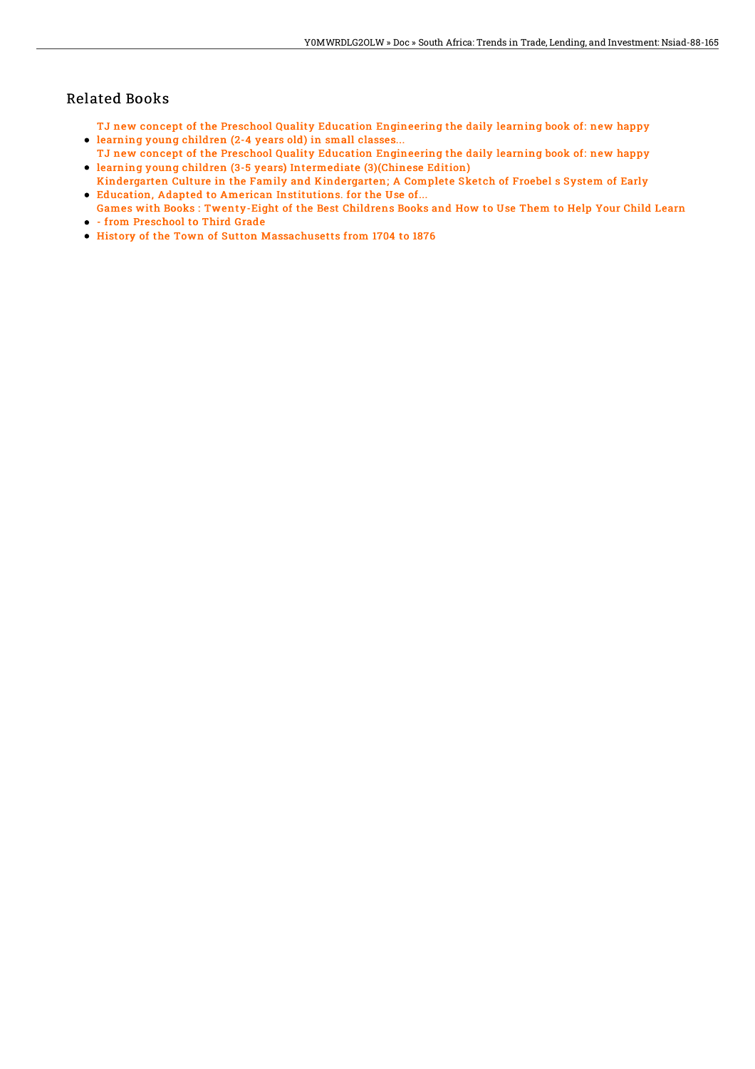## Related Books

- TJ new concept of the Preschool Quality Education Engineering the daily learning book of: new happy learning young children (2-4 years old) in small classes...
- TJ new concept of the Preschool Quality Education Engineering the daily learning book of: new happy learning young children (3-5 years) Intermediate (3)(Chinese Edition)
- Kindergarten Culture in the Family and Kindergarten; A Complete Sketch of Froebel s System of Early Education, Adapted to American Institutions. for the Use of...
- Games with Books : Twenty-Eight of the Best Childrens Books and How to Use Them to Help Your Child Learn - from Preschool to Third Grade
- History of the Town of Sutton Massachusetts from 1704 to 1876